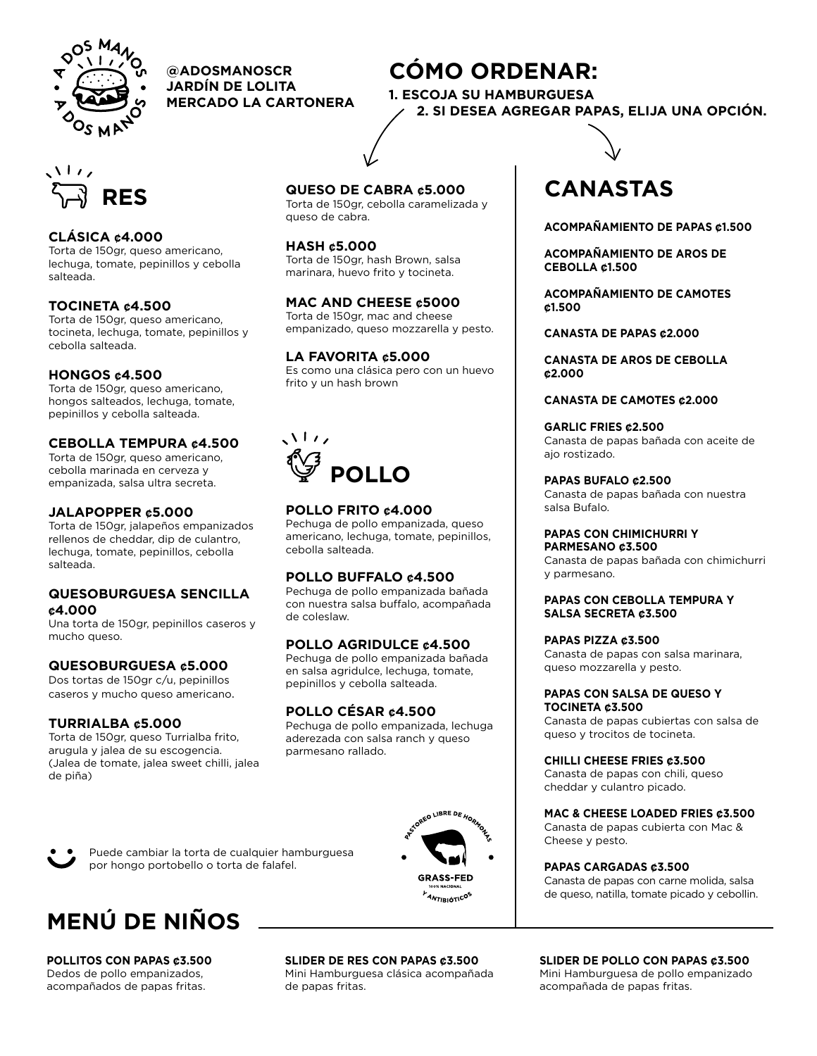A DOS MANOS

@ADOSMANOSCR
JARDÍN DE LOLITA
MERCADO LA CARTONERA

## CÓMO ORDENAR:

1. ESCOJA SU HAMBURGUESA
2. SI DESEA AGREGAR PAPAS, ELIJA UNA OPCIÓN.

## RES

**CLÁSICA ¢4.000**
Torta de 150gr, queso americano, lechuga, tomate, pepinillos y cebolla salteada.

**TOCINETA ¢4.500**
Torta de 150gr, queso americano, tocineta, lechuga, tomate, pepinillos y cebolla salteada.

**HONGOS ¢4.500**
Torta de 150gr, queso americano, hongos salteados, lechuga, tomate, pepinillos y cebolla salteada.

**CEBOLLA TEMPURA ¢4.500**
Torta de 150gr, queso americano, cebolla marinada en cerveza y empanizada, salsa ultra secreta.

**JALAPOPPER ¢5.000**
Torta de 150gr, jalapeños empanizados rellenos de cheddar, dip de culantro, lechuga, tomate, pepinillos, cebolla salteada.

**QUESOBURGUESA SENCILLA ¢4.000**
Una torta de 150gr, pepinillos caseros y mucho queso.

**QUESOBURGUESA ¢5.000**
Dos tortas de 150gr c/u, pepinillos caseros y mucho queso americano.

**TURRIALBA ¢5.000**
Torta de 150gr, queso Turrialba frito, arugula y jalea de su escogencia. (Jalea de tomate, jalea sweet chilli, jalea de piña)

**QUESO DE CABRA ¢5.000**
Torta de 150gr, cebolla caramelizada y queso de cabra.

**HASH ¢5.000**
Torta de 150gr, hash Brown, salsa marinara, huevo frito y tocineta.

**MAC AND CHEESE ¢5000**
Torta de 150gr, mac and cheese empanizado, queso mozzarella y pesto.

**LA FAVORITA ¢5.000**
Es como una clásica pero con un huevo frito y un hash brown

## POLLO

**POLLO FRITO ¢4.000**
Pechuga de pollo empanizada, queso americano, lechuga, tomate, pepinillos, cebolla salteada.

**POLLO BUFFALO ¢4.500**
Pechuga de pollo empanizada bañada con nuestra salsa buffalo, acompañada de coleslaw.

**POLLO AGRIDULCE ¢4.500**
Pechuga de pollo empanizada bañada en salsa agridulce, lechuga, tomate, pepinillos y cebolla salteada.

**POLLO CÉSAR ¢4.500**
Pechuga de pollo empanizada, lechuga aderezada con salsa ranch y queso parmesano rallado.

Puede cambiar la torta de cualquier hamburguesa por hongo portobello o torta de falafel.

PASTOREO LIBRE DE HORMONAS Y ANTIBIÓTICOS
GRASS-FED
100% NACIONAL

## CANASTAS

**ACOMPAÑAMIENTO DE PAPAS ¢1.500**

**ACOMPAÑAMIENTO DE AROS DE CEBOLLA ¢1.500**

**ACOMPAÑAMIENTO DE CAMOTES ¢1.500**

**CANASTA DE PAPAS ¢2.000**

**CANASTA DE AROS DE CEBOLLA ¢2.000**

**CANASTA DE CAMOTES ¢2.000**

**GARLIC FRIES ¢2.500**
Canasta de papas bañada con aceite de ajo rostizado.

**PAPAS BUFALO ¢2.500**
Canasta de papas bañada con nuestra salsa Bufalo.

**PAPAS CON CHIMICHURRI Y PARMESANO ¢3.500**
Canasta de papas bañada con chimichurri y parmesano.

**PAPAS CON CEBOLLA TEMPURA Y SALSA SECRETA ¢3.500**

**PAPAS PIZZA ¢3.500**
Canasta de papas con salsa marinara, queso mozzarella y pesto.

**PAPAS CON SALSA DE QUESO Y TOCINETA ¢3.500**
Canasta de papas cubiertas con salsa de queso y trocitos de tocineta.

**CHILLI CHEESE FRIES ¢3.500**
Canasta de papas con chili, queso cheddar y culantro picado.

**MAC & CHEESE LOADED FRIES ¢3.500**
Canasta de papas cubierta con Mac & Cheese y pesto.

**PAPAS CARGADAS ¢3.500**
Canasta de papas con carne molida, salsa de queso, natilla, tomate picado y cebollin.

## MENÚ DE NIÑOS

**POLLITOS CON PAPAS ¢3.500**
Dedos de pollo empanizados, acompañados de papas fritas.

**SLIDER DE RES CON PAPAS ¢3.500**
Mini Hamburguesa clásica acompañada de papas fritas.

**SLIDER DE POLLO CON PAPAS ¢3.500**
Mini Hamburguesa de pollo empanizado acompañada de papas fritas.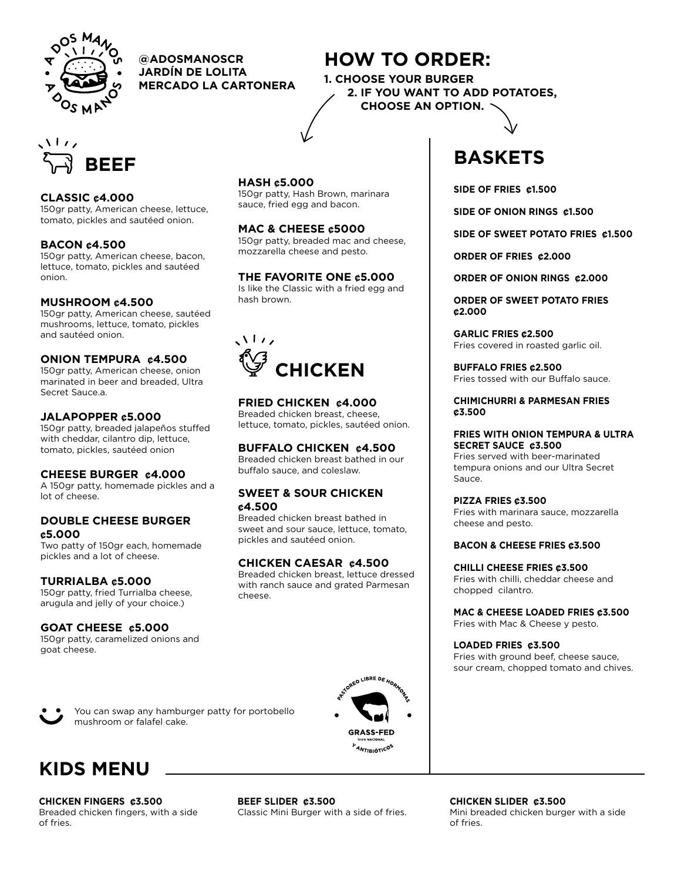A DOS MANOS

**@ADOSMANOSCR**
**JARDÍN DE LOLITA**
**MERCADO LA CARTONERA**

## HOW TO ORDER:

**1. CHOOSE YOUR BURGER**
**2. IF YOU WANT TO ADD POTATOES, CHOOSE AN OPTION.**

## BEEF

**CLASSIC ¢4.000**
150gr patty, American cheese, lettuce, tomato, pickles and sautéed onion.

**BACON ¢4.500**
150gr patty, American cheese, bacon, lettuce, tomato, pickles and sautéed onion.

**MUSHROOM ¢4.500**
150gr patty, American cheese, sautéed mushrooms, lettuce, tomato, pickles and sautéed onion.

**ONION TEMPURA ¢4.500**
150gr patty, American cheese, onion marinated in beer and breaded, Ultra Secret Sauce.a.

**JALAPOPPER ¢5.000**
150gr patty, breaded jalapeños stuffed with cheddar, cilantro dip, lettuce, tomato, pickles, sautéed onion

**CHEESE BURGER ¢4.000**
A 150gr patty, homemade pickles and a lot of cheese.

**DOUBLE CHEESE BURGER ¢5.000**
Two patty of 150gr each, homemade pickles and a lot of cheese.

**TURRIALBA ¢5.000**
150gr patty, fried Turrialba cheese, arugula and jelly of your choice.)

**GOAT CHEESE ¢5.000**
150gr patty, caramelized onions and goat cheese.

**HASH ¢5.000**
150gr patty, Hash Brown, marinara sauce, fried egg and bacon.

**MAC & CHEESE ¢5000**
150gr patty, breaded mac and cheese, mozzarella cheese and pesto.

**THE FAVORITE ONE ¢5.000**
Is like the Classic with a fried egg and hash brown.

## CHICKEN

**FRIED CHICKEN ¢4.000**
Breaded chicken breast, cheese, lettuce, tomato, pickles, sautéed onion.

**BUFFALO CHICKEN ¢4.500**
Breaded chicken breast bathed in our buffalo sauce, and coleslaw.

**SWEET & SOUR CHICKEN ¢4.500**
Breaded chicken breast bathed in sweet and sour sauce, lettuce, tomato, pickles and sautéed onion.

**CHICKEN CAESAR ¢4.500**
Breaded chicken breast, lettuce dressed with ranch sauce and grated Parmesan cheese.

You can swap any hamburger patty for portobello mushroom or falafel cake.

PASTOREO LIBRE DE HORMONAS Y ANTIBIÓTICOS
GRASS-FED
100% NACIONAL

## BASKETS

**SIDE OF FRIES ¢1.500**

**SIDE OF ONION RINGS ¢1.500**

**SIDE OF SWEET POTATO FRIES ¢1.500**

**ORDER OF FRIES ¢2.000**

**ORDER OF ONION RINGS ¢2.000**

**ORDER OF SWEET POTATO FRIES ¢2.000**

**GARLIC FRIES ¢2.500**
Fries covered in roasted garlic oil.

**BUFFALO FRIES ¢2.500**
Fries tossed with our Buffalo sauce.

**CHIMICHURRI & PARMESAN FRIES ¢3.500**

**FRIES WITH ONION TEMPURA & ULTRA SECRET SAUCE ¢3.500**
Fries served with beer-marinated tempura onions and our Ultra Secret Sauce.

**PIZZA FRIES ¢3.500**
Fries with marinara sauce, mozzarella cheese and pesto.

**BACON & CHEESE FRIES ¢3.500**

**CHILLI CHEESE FRIES ¢3.500**
Fries with chilli, cheddar cheese and chopped cilantro.

**MAC & CHEESE LOADED FRIES ¢3.500**
Fries with Mac & Cheese y pesto.

**LOADED FRIES ¢3.500**
Fries with ground beef, cheese sauce, sour cream, chopped tomato and chives.

## KIDS MENU

**CHICKEN FINGERS ¢3.500**
Breaded chicken fingers, with a side of fries.

**BEEF SLIDER ¢3.500**
Classic Mini Burger with a side of fries.

**CHICKEN SLIDER ¢3.500**
Mini breaded chicken burger with a side of fries.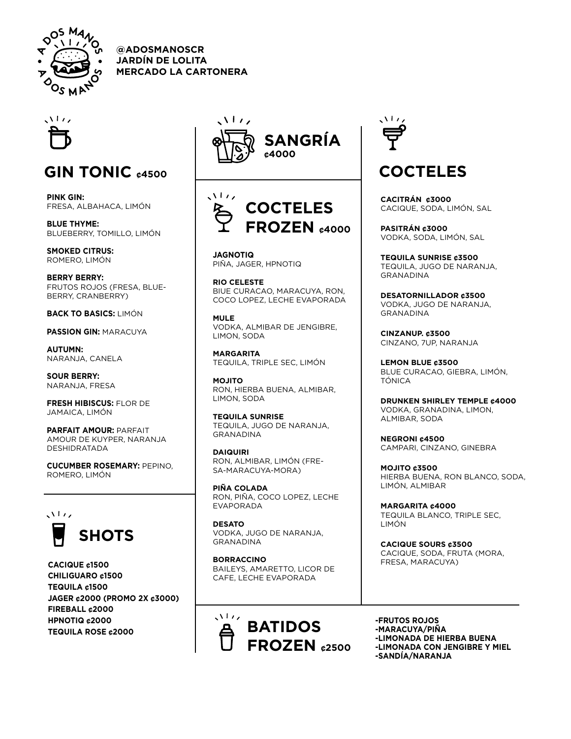@ADOSMANOSCR
JARDÍN DE LOLITA
MERCADO LA CARTONERA

## GIN TONIC ¢4500

**PINK GIN:**
FRESA, ALBAHACA, LIMÓN

**BLUE THYME:**
BLUEBERRY, TOMILLO, LIMÓN

**SMOKED CITRUS:**
ROMERO, LIMÓN

**BERRY BERRY:**
FRUTOS ROJOS (FRESA, BLUE-BERRY, CRANBERRY)

**BACK TO BASICS:** LIMÓN

**PASSION GIN:** MARACUYA

**AUTUMN:**
NARANJA, CANELA

**SOUR BERRY:**
NARANJA, FRESA

**FRESH HIBISCUS:** FLOR DE JAMAICA, LIMÓN

**PARFAIT AMOUR:** PARFAIT AMOUR DE KUYPER, NARANJA DESHIDRATADA

**CUCUMBER ROSEMARY:** PEPINO, ROMERO, LIMÓN

## SHOTS

**CACIQUE ¢1500**
**CHILIGUARO ¢1500**
**TEQUILA ¢1500**
**JAGER ¢2000 (PROMO 2X ¢3000)**
**FIREBALL ¢2000**
**HPNOTIQ ¢2000**
**TEQUILA ROSE ¢2000**

## SANGRÍA

¢4000

## COCTELES FROZEN ¢4000

**JAGNOTIQ**
PIÑA, JAGER, HPNOTIQ

**RIO CELESTE**
BIUE CURACAO, MARACUYA, RON, COCO LOPEZ, LECHE EVAPORADA

**MULE**
VODKA, ALMIBAR DE JENGIBRE, LIMON, SODA

**MARGARITA**
TEQUILA, TRIPLE SEC, LIMÓN

**MOJITO**
RON, HIERBA BUENA, ALMIBAR, LIMON, SODA

**TEQUILA SUNRISE**
TEQUILA, JUGO DE NARANJA, GRANADINA

**DAIQUIRI**
RON, ALMIBAR, LIMÓN (FRESA-MARACUYA-MORA)

**PIÑA COLADA**
RON, PIÑA, COCO LOPEZ, LECHE EVAPORADA

**DESATO**
VODKA, JUGO DE NARANJA, GRANADINA

**BORRACCINO**
BAILEYS, AMARETTO, LICOR DE CAFE, LECHE EVAPORADA

## COCTELES

**CACITRÁN ¢3000**
CACIQUE, SODA, LIMÓN, SAL

**PASITRÁN ¢3000**
VODKA, SODA, LIMÓN, SAL

**TEQUILA SUNRISE ¢3500**
TEQUILA, JUGO DE NARANJA, GRANADINA

**DESATORNILLADOR ¢3500**
VODKA, JUGO DE NARANJA, GRANADINA

**CINZANUP. ¢3500**
CINZANO, 7UP, NARANJA

**LEMON BLUE ¢3500**
BLUE CURACAO, GIEBRA, LIMÓN, TÓNICA

**DRUNKEN SHIRLEY TEMPLE ¢4000**
VODKA, GRANADINA, LIMON, ALMIBAR, SODA

**NEGRONI ¢4500**
CAMPARI, CINZANO, GINEBRA

**MOJITO ¢3500**
HIERBA BUENA, RON BLANCO, SODA, LIMÓN, ALMIBAR

**MARGARITA ¢4000**
TEQUILA BLANCO, TRIPLE SEC, LIMÓN

**CACIQUE SOURS ¢3500**
CACIQUE, SODA, FRUTA (MORA, FRESA, MARACUYA)

## BATIDOS FROZEN ¢2500

**-FRUTOS ROJOS**
**-MARACUYA/PIÑA**
**-LIMONADA DE HIERBA BUENA**
**-LIMONADA CON JENGIBRE Y MIEL**
**-SANDÍA/NARANJA**